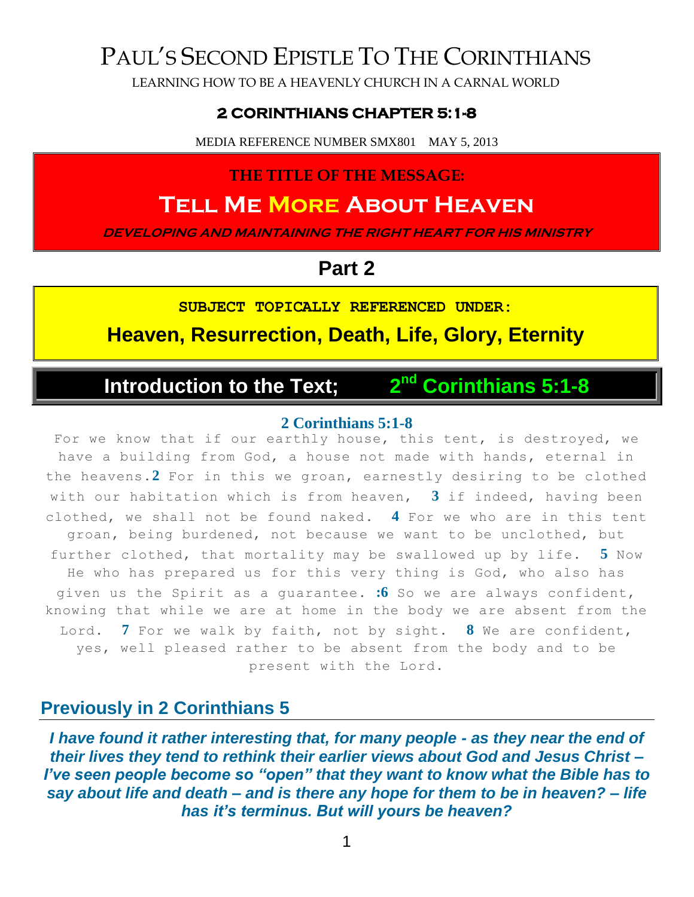# PAUL'S SECOND EPISTLE TO THE CORINTHIANS

LEARNING HOW TO BE A HEAVENLY CHURCH IN A CARNAL WORLD

### 2 CORINTHIANS CHAPTER 5:1-8

MEDIA REFERENCE NUMBER SMX801 MAY 5, 2013

**THE TITLE OF THE MESSAGE:**

# Tell Me More About Heaven

***DEVELOPING AND MAINTAINING THE RIGHT HEART FOR HIS MINISTRY***

## Part 2

**SUBJECT TOPICALLY REFERENCED UNDER:**

**Heaven, Resurrection, Death, Life, Glory, Eternity**

## Introduction to the Text; 2nd Corinthians 5:1-8

**2 Corinthians 5:1-8**

For we know that if our earthly house, this tent, is destroyed, we have a building from God, a house not made with hands, eternal in the heavens.**2** For in this we groan, earnestly desiring to be clothed with our habitation which is from heaven, **3** if indeed, having been clothed, we shall not be found naked. **4** For we who are in this tent groan, being burdened, not because we want to be unclothed, but further clothed, that mortality may be swallowed up by life. **5** Now He who has prepared us for this very thing is God, who also has given us the Spirit as a guarantee. **:6** So we are always confident, knowing that while we are at home in the body we are absent from the Lord. **7** For we walk by faith, not by sight. **8** We are confident, yes, well pleased rather to be absent from the body and to be present with the Lord.

## Previously in 2 Corinthians 5

***I have found it rather interesting that, for many people - as they near the end of their lives they tend to rethink their earlier views about God and Jesus Christ – I've seen people become so "open" that they want to know what the Bible has to say about life and death – and is there any hope for them to be in heaven? – life has it's terminus. But will yours be heaven?***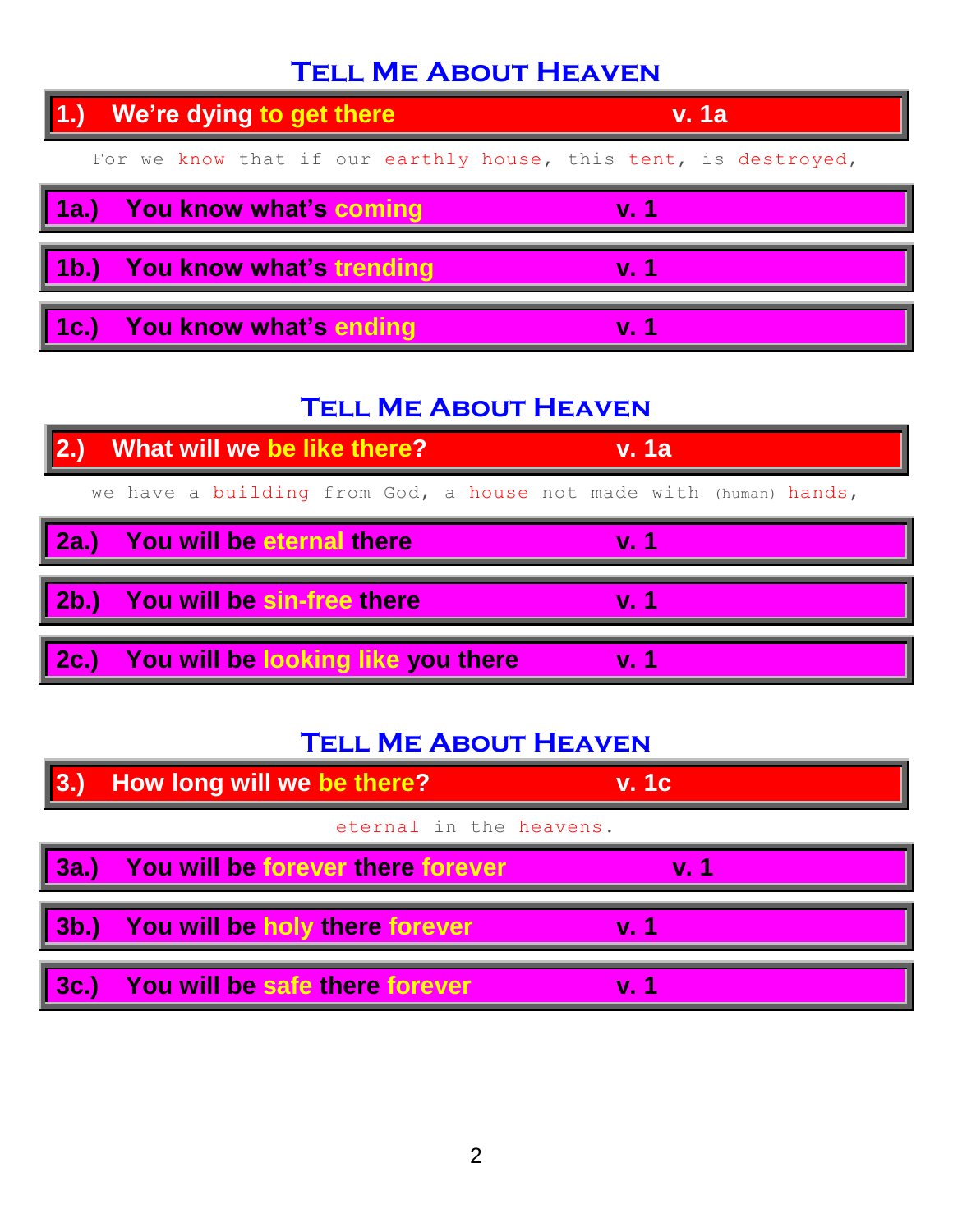## Tell Me About Heaven

**1.) We're dying to get there — v. 1a**

For we know that if our earthly house, this tent, is destroyed,

**1a.) You know what's coming — v. 1**

**1b.) You know what's trending — v. 1**

**1c.) You know what's ending — v. 1**

## Tell Me About Heaven

**2.) What will we be like there? — v. 1a**

we have a building from God, a house not made with (human) hands,

**2a.) You will be eternal there — v. 1**

**2b.) You will be sin-free there — v. 1**

**2c.) You will be looking like you there — v. 1**

## Tell Me About Heaven

**3.) How long will we be there? — v. 1c**

eternal in the heavens.

**3a.) You will be forever there forever — v. 1**

**3b.) You will be holy there forever — v. 1**

**3c.) You will be safe there forever — v. 1**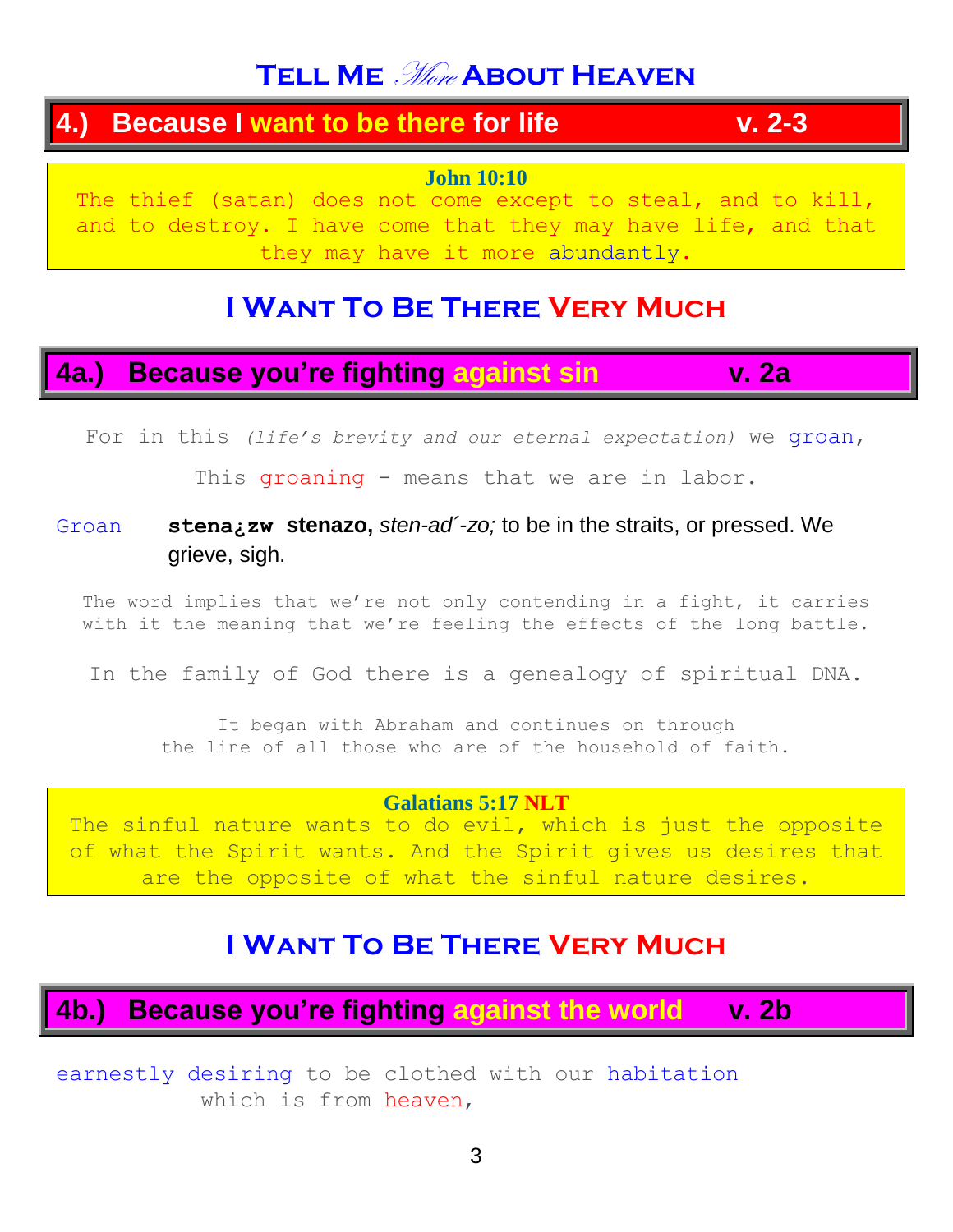# Tell Me *More* About Heaven

## 4.) Because I want to be there for life v. 2-3

**John 10:10**
The thief (satan) does not come except to steal, and to kill, and to destroy. I have come that they may have life, and that they may have it more abundantly.

## I Want To Be There Very Much

### 4a.) Because you're fighting against sin v. 2a

For in this *(life's brevity and our eternal expectation)* we groan,

This groaning - means that we are in labor.

Groan **stena¿zw stenazo,** *sten-ad´-zo;* to be in the straits, or pressed. We grieve, sigh.

The word implies that we're not only contending in a fight, it carries with it the meaning that we're feeling the effects of the long battle.

In the family of God there is a genealogy of spiritual DNA.

It began with Abraham and continues on through the line of all those who are of the household of faith.

**Galatians 5:17 NLT**
The sinful nature wants to do evil, which is just the opposite of what the Spirit wants. And the Spirit gives us desires that are the opposite of what the sinful nature desires.

## I Want To Be There Very Much

### 4b.) Because you're fighting against the world v. 2b

earnestly desiring to be clothed with our habitation which is from heaven,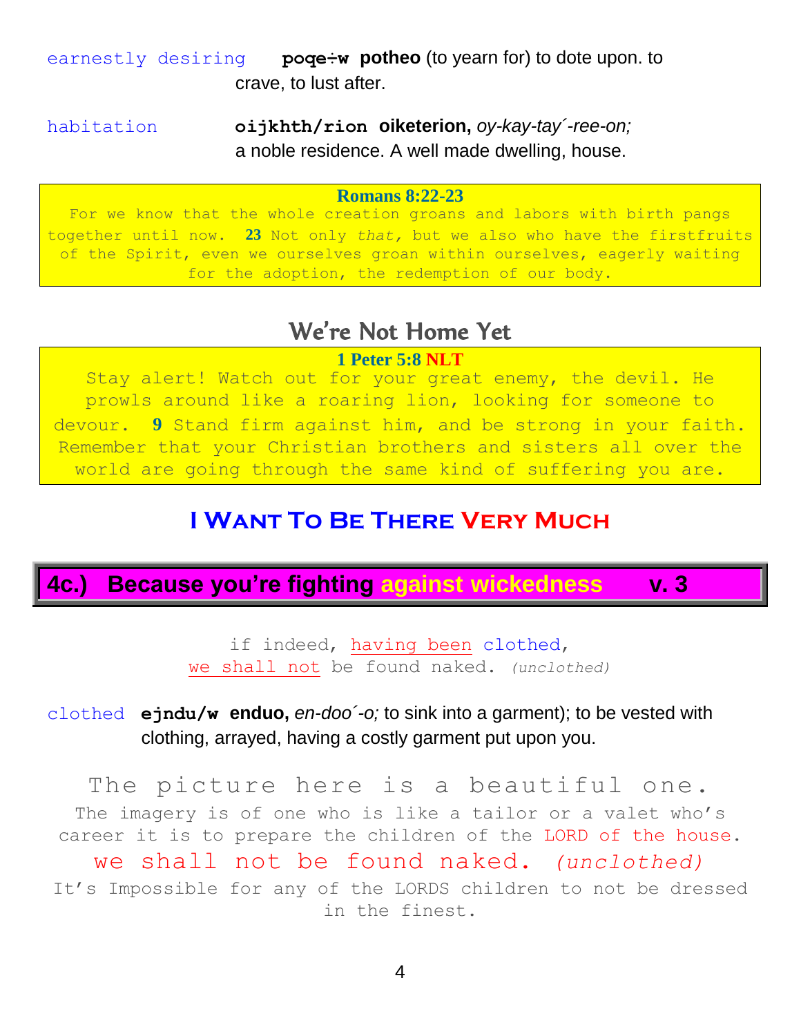earnestly desiring **poqe÷w potheo** (to yearn for) to dote upon. to crave, to lust after.

habitation **oijkhth/rion oiketerion,** *oy-kay-tay´-ree-on;* a noble residence. A well made dwelling, house.

**Romans 8:22-23**

For we know that the whole creation groans and labors with birth pangs together until now. **23** Not only *that,* but we also who have the firstfruits of the Spirit, even we ourselves groan within ourselves, eagerly waiting for the adoption, the redemption of our body.

## We're Not Home Yet

**1 Peter 5:8 NLT**

Stay alert! Watch out for your great enemy, the devil. He prowls around like a roaring lion, looking for someone to devour. **9** Stand firm against him, and be strong in your faith. Remember that your Christian brothers and sisters all over the world are going through the same kind of suffering you are.

## I Want To Be There Very Much

### 4c.) Because you're fighting against wickedness v. 3

if indeed, having been clothed,
we shall not be found naked. *(unclothed)*

clothed **ejndu/w enduo,** *en-doo´-o;* to sink into a garment); to be vested with clothing, arrayed, having a costly garment put upon you.

The picture here is a beautiful one.

The imagery is of one who is like a tailor or a valet who's career it is to prepare the children of the LORD of the house.

we shall not be found naked. *(unclothed)*

It's Impossible for any of the LORDS children to not be dressed in the finest.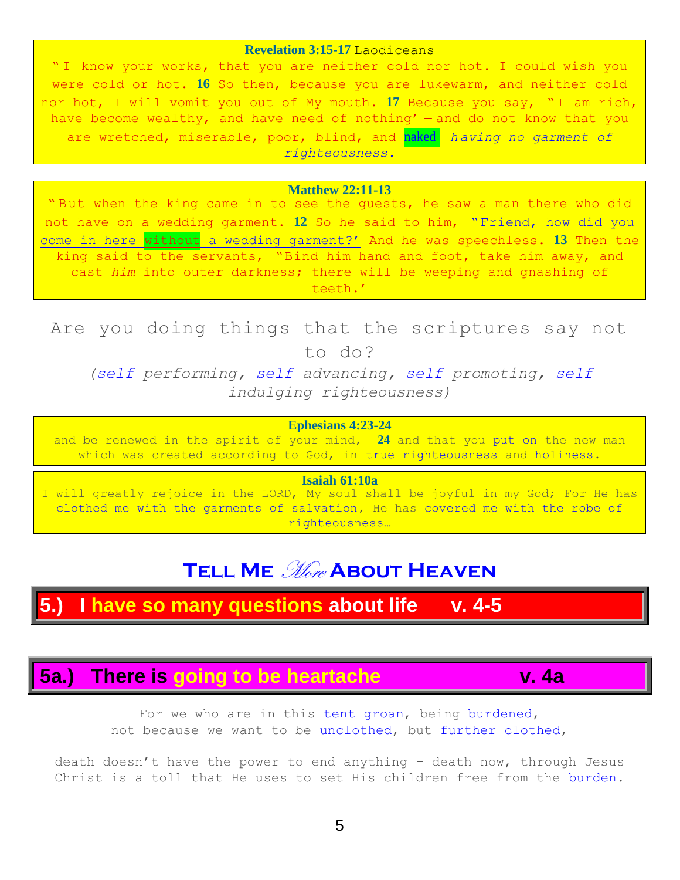**Revelation 3:15-17** Laodiceans

"I know your works, that you are neither cold nor hot. I could wish you were cold or hot. **16** So then, because you are lukewarm, and neither cold nor hot, I will vomit you out of My mouth. **17** Because you say, 'I am rich, have become wealthy, and have need of nothing'—and do not know that you are wretched, miserable, poor, blind, and naked—*having no garment of righteousness.*

**Matthew 22:11-13**

"But when the king came in to see the guests, he saw a man there who did not have on a wedding garment. **12** So he said to him, 'Friend, how did you come in here without a wedding garment?' And he was speechless. **13** Then the king said to the servants, 'Bind him hand and foot, take him away, and cast *him* into outer darkness; there will be weeping and gnashing of teeth.'

Are you doing things that the scriptures say not to do?

*(self performing, self advancing, self promoting, self indulging righteousness)*

**Ephesians 4:23-24**

and be renewed in the spirit of your mind, **24** and that you put on the new man which was created according to God, in true righteousness and holiness.

**Isaiah 61:10a**

I will greatly rejoice in the LORD, My soul shall be joyful in my God; For He has clothed me with the garments of salvation, He has covered me with the robe of righteousness…

# Tell Me *More* About Heaven

## 5.) I have so many questions about life v. 4-5

### 5a.) There is going to be heartache v. 4a

For we who are in this tent groan, being burdened,
not because we want to be unclothed, but further clothed,

death doesn't have the power to end anything - death now, through Jesus Christ is a toll that He uses to set His children free from the burden.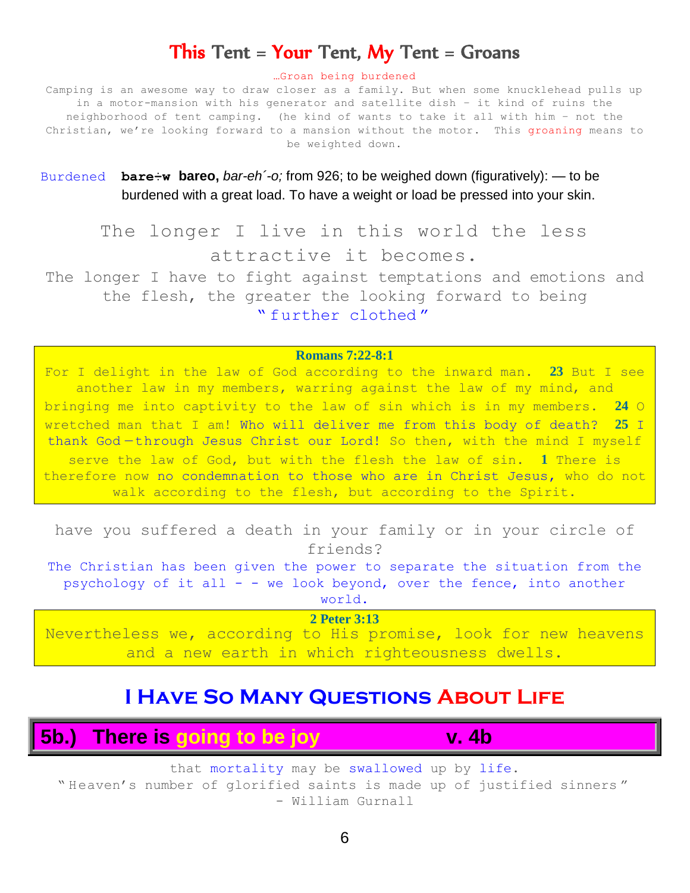## This Tent = Your Tent, My Tent = Groans

…Groan being burdened

Camping is an awesome way to draw closer as a family. But when some knucklehead pulls up in a motor-mansion with his generator and satellite dish – it kind of ruins the neighborhood of tent camping. (he kind of wants to take it all with him – not the Christian, we're looking forward to a mansion without the motor. This groaning means to be weighted down.

Burdened **bare÷w bareo,** *bar-eh´-o;* from 926; to be weighed down (figuratively): — to be burdened with a great load. To have a weight or load be pressed into your skin.

The longer I live in this world the less attractive it becomes.

The longer I have to fight against temptations and emotions and the flesh, the greater the looking forward to being "further clothed"

**Romans 7:22-8:1**

For I delight in the law of God according to the inward man. **23** But I see another law in my members, warring against the law of my mind, and bringing me into captivity to the law of sin which is in my members. **24** O wretched man that I am! Who will deliver me from this body of death? **25** I thank God—through Jesus Christ our Lord! So then, with the mind I myself serve the law of God, but with the flesh the law of sin. **1** There is therefore now no condemnation to those who are in Christ Jesus, who do not walk according to the flesh, but according to the Spirit.

have you suffered a death in your family or in your circle of friends?

The Christian has been given the power to separate the situation from the psychology of it all - - we look beyond, over the fence, into another world.

**2 Peter 3:13**

Nevertheless we, according to His promise, look for new heavens and a new earth in which righteousness dwells.

## I Have So Many Questions About Life

### 5b.) There is going to be joy v. 4b

that mortality may be swallowed up by life.

"Heaven's number of glorified saints is made up of justified sinners" - William Gurnall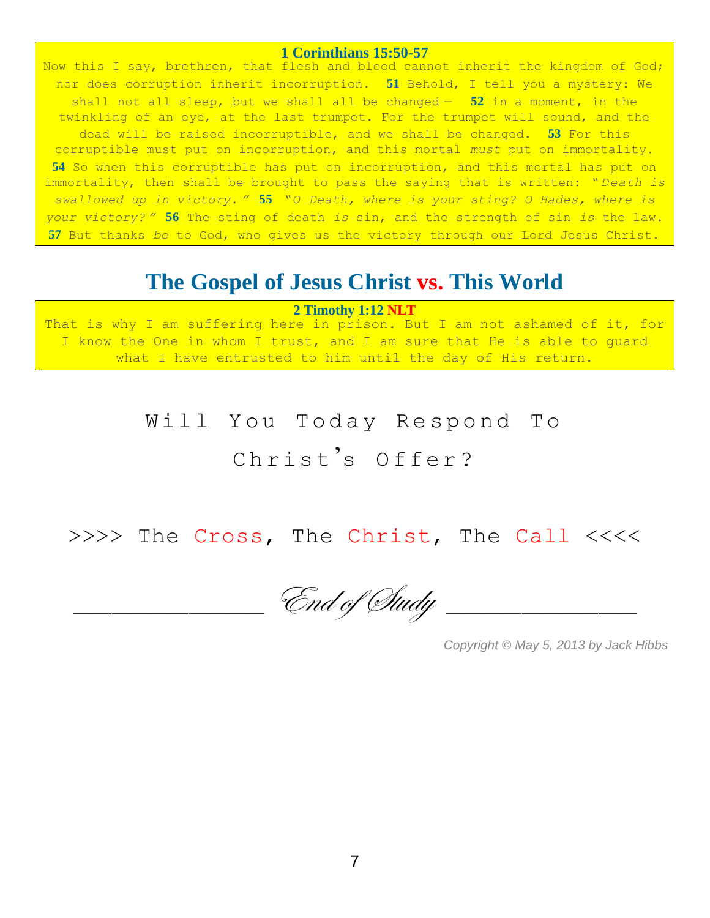**1 Corinthians 15:50-57**

Now this I say, brethren, that flesh and blood cannot inherit the kingdom of God; nor does corruption inherit incorruption. **51** Behold, I tell you a mystery: We shall not all sleep, but we shall all be changed— **52** in a moment, in the twinkling of an eye, at the last trumpet. For the trumpet will sound, and the dead will be raised incorruptible, and we shall be changed. **53** For this corruptible must put on incorruption, and this mortal *must* put on immortality. **54** So when this corruptible has put on incorruption, and this mortal has put on immortality, then shall be brought to pass the saying that is written: *"Death is swallowed up in victory."* **55** *"O Death, where is your sting? O Hades, where is your victory?"* **56** The sting of death *is* sin, and the strength of sin *is* the law. **57** But thanks *be* to God, who gives us the victory through our Lord Jesus Christ.

## The Gospel of Jesus Christ vs. This World

**2 Timothy 1:12 NLT**

That is why I am suffering here in prison. But I am not ashamed of it, for I know the One in whom I trust, and I am sure that He is able to guard what I have entrusted to him until the day of His return.

Will You Today Respond To Christ's Offer?

>>>> The Cross, The Christ, The Call <<<<

_______________ *End of Study* _______________

Copyright © May 5, 2013 by Jack Hibbs